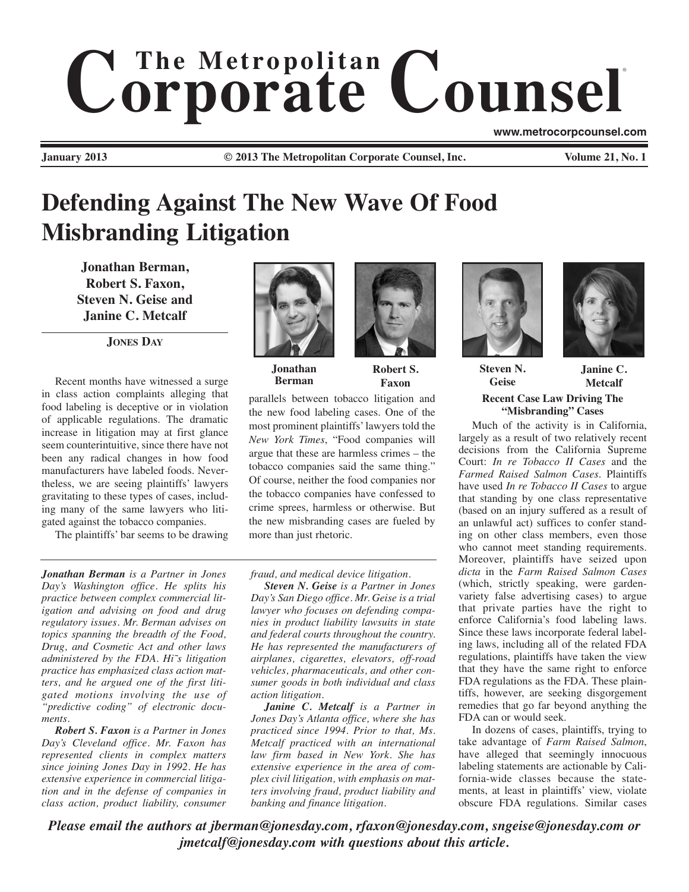# Defending Against The New Wave Of Food Misbranding Litigation

**Jonathan Berman, Robert S. Faxon, Steven N. Geise and Janine C. Metcalf**

**JONES DAY**

Recent months have witnessed a surge in class action complaints alleging that food labeling is deceptive or in violation of applicable regulations. The dramatic increase in litigation may at first glance seem counterintuitive, since there have not been any radical changes in how food manufacturers have labeled foods. Nevertheless, we are seeing plaintiffs' lawyers gravitating to these types of cases, including many of the same lawyers who litigated against the tobacco companies.

The plaintiffs' bar seems to be drawing parallels between tobacco litigation and the new food labeling cases. One of the most prominent plaintiffs' lawyers told the *New York Times*, "Food companies will argue that these are harmless crimes – the tobacco companies said the same thing." Of course, neither the food companies nor the tobacco companies have confessed to crime sprees, harmless or otherwise. But the new misbranding cases are fueled by more than just rhetoric.

***Jonathan Berman*** *is a Partner in Jones Day's Washington office. He splits his practice between complex commercial litigation and advising on food and drug regulatory issues. Mr. Berman advises on topics spanning the breadth of the Food, Drug, and Cosmetic Act and other laws administered by the FDA. Hi˜s litigation practice has emphasized class action matters, and he argued one of the first litigated motions involving the use of "predictive coding" of electronic documents.*

***Robert S. Faxon*** *is a Partner in Jones Day's Cleveland office. Mr. Faxon has represented clients in complex matters since joining Jones Day in 1992. He has extensive experience in commercial litigation and in the defense of companies in class action, product liability, consumer fraud, and medical device litigation.*

***Steven N. Geise*** *is a Partner in Jones Day's San Diego office. Mr. Geise is a trial lawyer who focuses on defending companies in product liability lawsuits in state and federal courts throughout the country. He has represented the manufacturers of airplanes, cigarettes, elevators, off-road vehicles, pharmaceuticals, and other consumer goods in both individual and class action litigation.*

***Janine C. Metcalf*** *is a Partner in Jones Day's Atlanta office, where she has practiced since 1994. Prior to that, Ms. Metcalf practiced with an international law firm based in New York. She has extensive experience in the area of complex civil litigation, with emphasis on matters involving fraud, product liability and banking and finance litigation.*

### Recent Case Law Driving The "Misbranding" Cases

Much of the activity is in California, largely as a result of two relatively recent decisions from the California Supreme Court: *In re Tobacco II Cases* and the *Farmed Raised Salmon Cases*. Plaintiffs have used *In re Tobacco II Cases* to argue that standing by one class representative (based on an injury suffered as a result of an unlawful act) suffices to confer standing on other class members, even those who cannot meet standing requirements. Moreover, plaintiffs have seized upon *dicta* in the *Farm Raised Salmon Cases* (which, strictly speaking, were garden-variety false advertising cases) to argue that private parties have the right to enforce California's food labeling laws. Since these laws incorporate federal labeling laws, including all of the related FDA regulations, plaintiffs have taken the view that they have the same right to enforce FDA regulations as the FDA. These plaintiffs, however, are seeking disgorgement remedies that go far beyond anything the FDA can or would seek.

In dozens of cases, plaintiffs, trying to take advantage of *Farm Raised Salmon*, have alleged that seemingly innocuous labeling statements are actionable by California-wide classes because the statements, at least in plaintiffs' view, violate obscure FDA regulations. Similar cases

***Please email the authors at jberman@jonesday.com, rfaxon@jonesday.com, sngeise@jonesday.com or jmetcalf@jonesday.com with questions about this article.***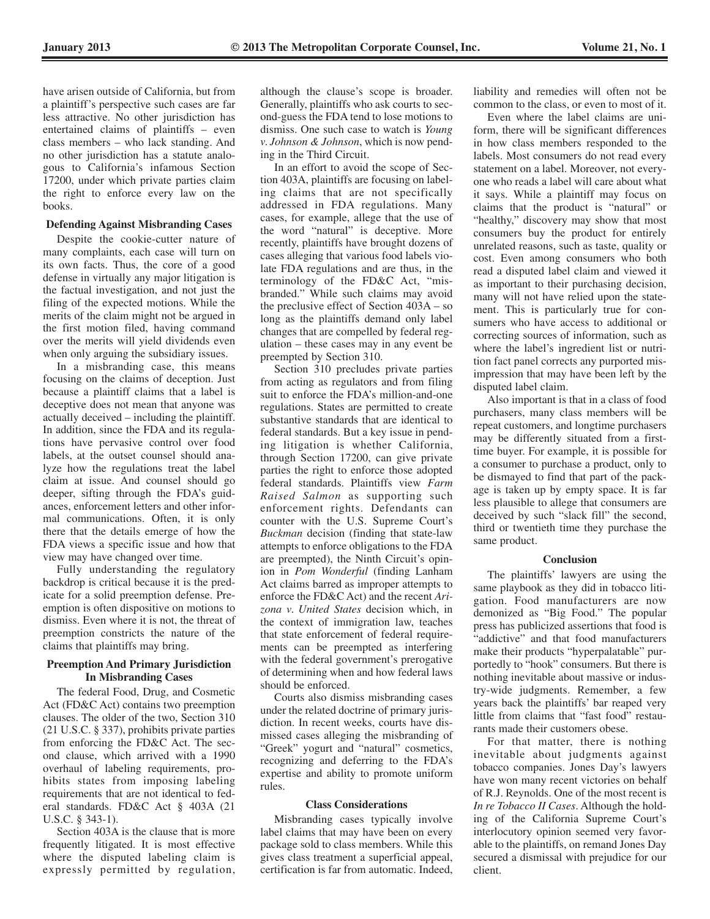have arisen outside of California, but from a plaintiff's perspective such cases are far less attractive. No other jurisdiction has entertained claims of plaintiffs – even class members – who lack standing. And no other jurisdiction has a statute analogous to California's infamous Section 17200, under which private parties claim the right to enforce every law on the books.

### Defending Against Misbranding Cases

Despite the cookie-cutter nature of many complaints, each case will turn on its own facts. Thus, the core of a good defense in virtually any major litigation is the factual investigation, and not just the filing of the expected motions. While the merits of the claim might not be argued in the first motion filed, having command over the merits will yield dividends even when only arguing the subsidiary issues.

In a misbranding case, this means focusing on the claims of deception. Just because a plaintiff claims that a label is deceptive does not mean that anyone was actually deceived – including the plaintiff. In addition, since the FDA and its regulations have pervasive control over food labels, at the outset counsel should analyze how the regulations treat the label claim at issue. And counsel should go deeper, sifting through the FDA's guidances, enforcement letters and other informal communications. Often, it is only there that the details emerge of how the FDA views a specific issue and how that view may have changed over time.

Fully understanding the regulatory backdrop is critical because it is the predicate for a solid preemption defense. Preemption is often dispositive on motions to dismiss. Even where it is not, the threat of preemption constricts the nature of the claims that plaintiffs may bring.

### Preemption And Primary Jurisdiction In Misbranding Cases

The federal Food, Drug, and Cosmetic Act (FD&C Act) contains two preemption clauses. The older of the two, Section 310 (21 U.S.C. § 337), prohibits private parties from enforcing the FD&C Act. The second clause, which arrived with a 1990 overhaul of labeling requirements, prohibits states from imposing labeling requirements that are not identical to federal standards. FD&C Act § 403A (21 U.S.C. § 343-1).

Section 403A is the clause that is more frequently litigated. It is most effective where the disputed labeling claim is expressly permitted by regulation, although the clause's scope is broader. Generally, plaintiffs who ask courts to second-guess the FDA tend to lose motions to dismiss. One such case to watch is *Young v. Johnson & Johnson*, which is now pending in the Third Circuit.

In an effort to avoid the scope of Section 403A, plaintiffs are focusing on labeling claims that are not specifically addressed in FDA regulations. Many cases, for example, allege that the use of the word "natural" is deceptive. More recently, plaintiffs have brought dozens of cases alleging that various food labels violate FDA regulations and are thus, in the terminology of the FD&C Act, "misbranded." While such claims may avoid the preclusive effect of Section 403A – so long as the plaintiffs demand only label changes that are compelled by federal regulation – these cases may in any event be preempted by Section 310.

Section 310 precludes private parties from acting as regulators and from filing suit to enforce the FDA's million-and-one regulations. States are permitted to create substantive standards that are identical to federal standards. But a key issue in pending litigation is whether California, through Section 17200, can give private parties the right to enforce those adopted federal standards. Plaintiffs view *Farm Raised Salmon* as supporting such enforcement rights. Defendants can counter with the U.S. Supreme Court's *Buckman* decision (finding that state-law attempts to enforce obligations to the FDA are preempted), the Ninth Circuit's opinion in *Pom Wonderful* (finding Lanham Act claims barred as improper attempts to enforce the FD&C Act) and the recent *Arizona v. United States* decision which, in the context of immigration law, teaches that state enforcement of federal requirements can be preempted as interfering with the federal government's prerogative of determining when and how federal laws should be enforced.

Courts also dismiss misbranding cases under the related doctrine of primary jurisdiction. In recent weeks, courts have dismissed cases alleging the misbranding of "Greek" yogurt and "natural" cosmetics, recognizing and deferring to the FDA's expertise and ability to promote uniform rules.

### Class Considerations

Misbranding cases typically involve label claims that may have been on every package sold to class members. While this gives class treatment a superficial appeal, certification is far from automatic. Indeed, liability and remedies will often not be common to the class, or even to most of it.

Even where the label claims are uniform, there will be significant differences in how class members responded to the labels. Most consumers do not read every statement on a label. Moreover, not everyone who reads a label will care about what it says. While a plaintiff may focus on claims that the product is "natural" or "healthy," discovery may show that most consumers buy the product for entirely unrelated reasons, such as taste, quality or cost. Even among consumers who both read a disputed label claim and viewed it as important to their purchasing decision, many will not have relied upon the statement. This is particularly true for consumers who have access to additional or correcting sources of information, such as where the label's ingredient list or nutrition fact panel corrects any purported misimpression that may have been left by the disputed label claim.

Also important is that in a class of food purchasers, many class members will be repeat customers, and longtime purchasers may be differently situated from a first-time buyer. For example, it is possible for a consumer to purchase a product, only to be dismayed to find that part of the package is taken up by empty space. It is far less plausible to allege that consumers are deceived by such "slack fill" the second, third or twentieth time they purchase the same product.

### Conclusion

The plaintiffs' lawyers are using the same playbook as they did in tobacco litigation. Food manufacturers are now demonized as "Big Food." The popular press has publicized assertions that food is "addictive" and that food manufacturers make their products "hyperpalatable" purportedly to "hook" consumers. But there is nothing inevitable about massive or industry-wide judgments. Remember, a few years back the plaintiffs' bar reaped very little from claims that "fast food" restaurants made their customers obese.

For that matter, there is nothing inevitable about judgments against tobacco companies. Jones Day's lawyers have won many recent victories on behalf of R.J. Reynolds. One of the most recent is *In re Tobacco II Cases*. Although the holding of the California Supreme Court's interlocutory opinion seemed very favorable to the plaintiffs, on remand Jones Day secured a dismissal with prejudice for our client.